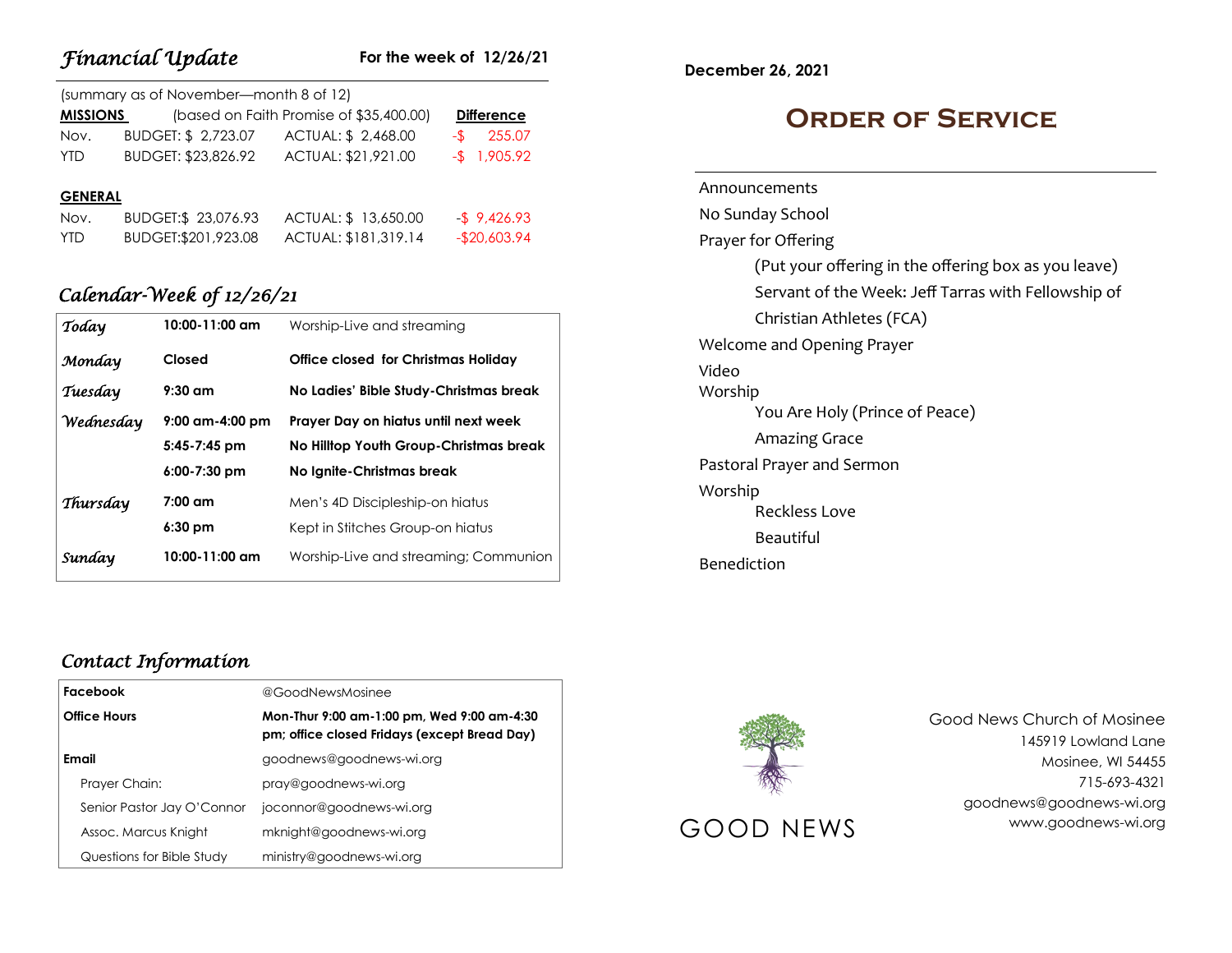## *Financial Update*

**For the week of 12/26/21**

(summary as of November—month 8 of 12)

| **MISSIONS** | (based on Faith Promise of $35,400.00) | | **Difference** |
|---|---|---|---|
| Nov. | BUDGET: $ 2,723.07 | ACTUAL: $ 2,468.00 | -$ 255.07 |
| YTD | BUDGET: $23,826.92 | ACTUAL: $21,921.00 | -$ 1,905.92 |

| **GENERAL** | | | |
|---|---|---|---|
| Nov. | BUDGET:$ 23,076.93 | ACTUAL: $ 13,650.00 | -$ 9,426.93 |
| YTD | BUDGET:$201,923.08 | ACTUAL: $181,319.14 | -$20,603.94 |

## *Calendar-Week of 12/26/21*

| | | |
|---|---|---|
| *Today* | **10:00-11:00 am** | Worship-Live and streaming |
| *Monday* | **Closed** | **Office closed for Christmas Holiday** |
| *Tuesday* | **9:30 am** | **No Ladies' Bible Study-Christmas break** |
| *Wednesday* | **9:00 am-4:00 pm** | **Prayer Day on hiatus until next week** |
| | **5:45-7:45 pm** | **No Hilltop Youth Group-Christmas break** |
| | **6:00-7:30 pm** | **No Ignite-Christmas break** |
| *Thursday* | **7:00 am** | Men's 4D Discipleship-on hiatus |
| | **6:30 pm** | Kept in Stitches Group-on hiatus |
| *Sunday* | **10:00-11:00 am** | Worship-Live and streaming; Communion |

## *Contact Information*

| | |
|---|---|
| **Facebook** | @GoodNewsMosinee |
| **Office Hours** | **Mon-Thur 9:00 am-1:00 pm, Wed 9:00 am-4:30 pm; office closed Fridays (except Bread Day)** |
| **Email** | goodnews@goodnews-wi.org |
| Prayer Chain: | pray@goodnews-wi.org |
| Senior Pastor Jay O'Connor | joconnor@goodnews-wi.org |
| Assoc. Marcus Knight | mknight@goodnews-wi.org |
| Questions for Bible Study | ministry@goodnews-wi.org |

**December 26, 2021**

# Order of Service

Announcements

No Sunday School

Prayer for Offering

(Put your offering in the offering box as you leave)

Servant of the Week: Jeff Tarras with Fellowship of Christian Athletes (FCA)

Welcome and Opening Prayer

Video

Worship

You Are Holy (Prince of Peace)

Amazing Grace

Pastoral Prayer and Sermon

Worship

Reckless Love

Beautiful

Benediction

GOOD NEWS

Good News Church of Mosinee
145919 Lowland Lane
Mosinee, WI 54455
715-693-4321
goodnews@goodnews-wi.org
www.goodnews-wi.org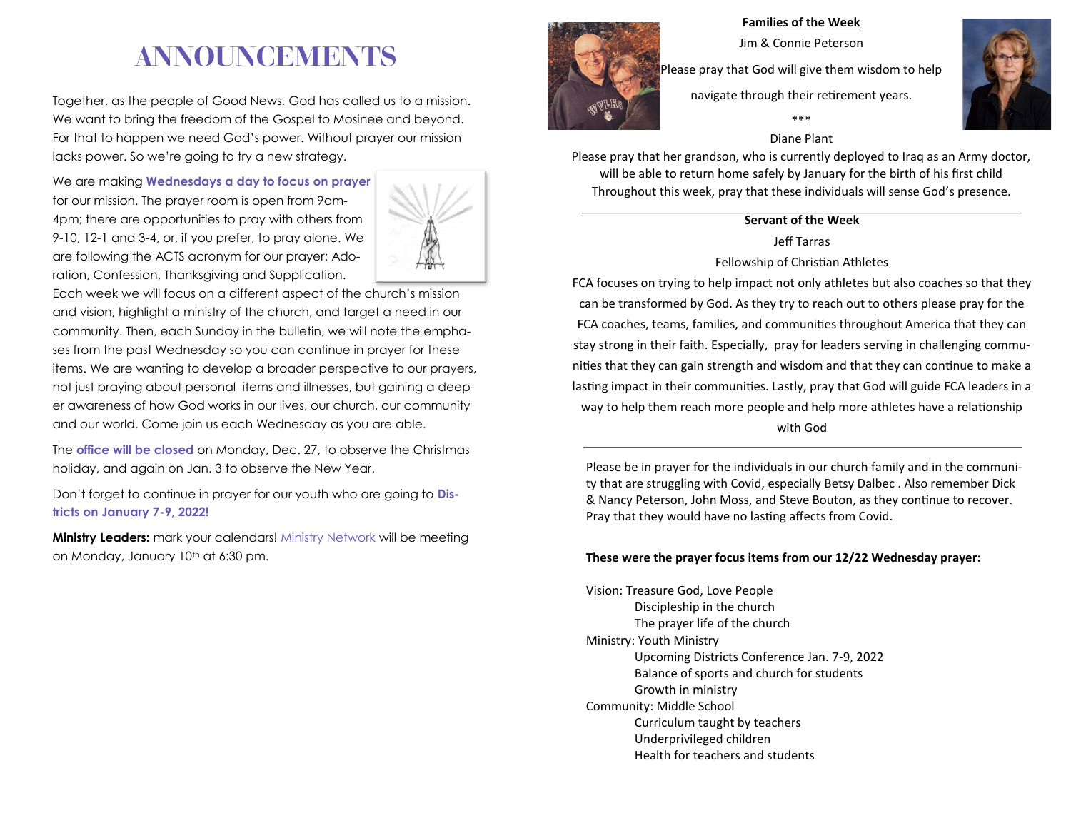# ANNOUNCEMENTS

Together, as the people of Good News, God has called us to a mission. We want to bring the freedom of the Gospel to Mosinee and beyond. For that to happen we need God's power. Without prayer our mission lacks power. So we're going to try a new strategy.

We are making **Wednesdays a day to focus on prayer** for our mission. The prayer room is open from 9am-4pm; there are opportunities to pray with others from 9-10, 12-1 and 3-4, or, if you prefer, to pray alone. We are following the ACTS acronym for our prayer: Adoration, Confession, Thanksgiving and Supplication. Each week we will focus on a different aspect of the church's mission and vision, highlight a ministry of the church, and target a need in our community. Then, each Sunday in the bulletin, we will note the emphases from the past Wednesday so you can continue in prayer for these items. We are wanting to develop a broader perspective to our prayers, not just praying about personal items and illnesses, but gaining a deeper awareness of how God works in our lives, our church, our community and our world. Come join us each Wednesday as you are able.

The **office will be closed** on Monday, Dec. 27, to observe the Christmas holiday, and again on Jan. 3 to observe the New Year.

Don't forget to continue in prayer for our youth who are going to **Districts on January 7-9, 2022!**

**Ministry Leaders:** mark your calendars! Ministry Network will be meeting on Monday, January 10th at 6:30 pm.

**Families of the Week**

Jim & Connie Peterson

Please pray that God will give them wisdom to help navigate through their retirement years.

***

Diane Plant

Please pray that her grandson, who is currently deployed to Iraq as an Army doctor, will be able to return home safely by January for the birth of his first child

Throughout this week, pray that these individuals will sense God's presence.

---

**Servant of the Week**

Jeff Tarras

Fellowship of Christian Athletes

FCA focuses on trying to help impact not only athletes but also coaches so that they can be transformed by God. As they try to reach out to others please pray for the FCA coaches, teams, families, and communities throughout America that they can stay strong in their faith. Especially, pray for leaders serving in challenging communities that they can gain strength and wisdom and that they can continue to make a lasting impact in their communities. Lastly, pray that God will guide FCA leaders in a way to help them reach more people and help more athletes have a relationship with God

---

Please be in prayer for the individuals in our church family and in the community that are struggling with Covid, especially Betsy Dalbec . Also remember Dick & Nancy Peterson, John Moss, and Steve Bouton, as they continue to recover. Pray that they would have no lasting affects from Covid.

**These were the prayer focus items from our 12/22 Wednesday prayer:**

Vision: Treasure God, Love People
- Discipleship in the church
- The prayer life of the church

Ministry: Youth Ministry
- Upcoming Districts Conference Jan. 7-9, 2022
- Balance of sports and church for students
- Growth in ministry

Community: Middle School
- Curriculum taught by teachers
- Underprivileged children
- Health for teachers and students